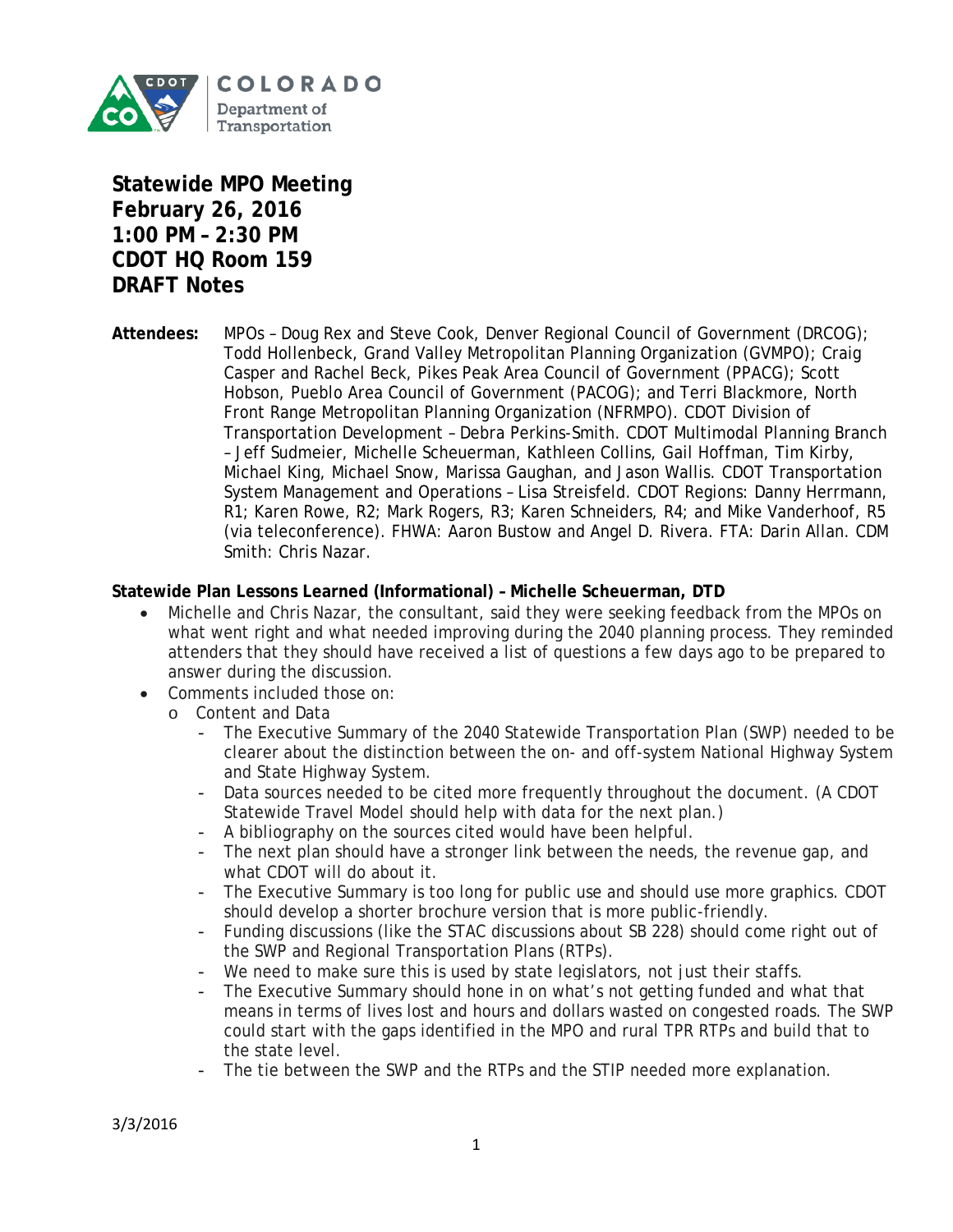**Statewide MPO Meeting**
**February 26, 2016**
**1:00 PM – 2:30 PM**
**CDOT HQ Room 159**
**DRAFT Notes**

**Attendees:** MPOs – Doug Rex and Steve Cook, Denver Regional Council of Government (DRCOG); Todd Hollenbeck, Grand Valley Metropolitan Planning Organization (GVMPO); Craig Casper and Rachel Beck, Pikes Peak Area Council of Government (PPACG); Scott Hobson, Pueblo Area Council of Government (PACOG); and Terri Blackmore, North Front Range Metropolitan Planning Organization (NFRMPO). CDOT Division of Transportation Development – Debra Perkins-Smith. CDOT Multimodal Planning Branch – Jeff Sudmeier, Michelle Scheuerman, Kathleen Collins, Gail Hoffman, Tim Kirby, Michael King, Michael Snow, Marissa Gaughan, and Jason Wallis. CDOT Transportation System Management and Operations – Lisa Streisfeld. CDOT Regions: Danny Herrmann, R1; Karen Rowe, R2; Mark Rogers, R3; Karen Schneiders, R4; and Mike Vanderhoof, R5 (via teleconference). FHWA: Aaron Bustow and Angel D. Rivera. FTA: Darin Allan. CDM Smith: Chris Nazar.

**Statewide Plan Lessons Learned (Informational) – Michelle Scheuerman, DTD**

- Michelle and Chris Nazar, the consultant, said they were seeking feedback from the MPOs on what went right and what needed improving during the 2040 planning process. They reminded attenders that they should have received a list of questions a few days ago to be prepared to answer during the discussion.
- Comments included those on:
  - Content and Data
    - The Executive Summary of the 2040 Statewide Transportation Plan (SWP) needed to be clearer about the distinction between the on- and off-system National Highway System and State Highway System.
    - Data sources needed to be cited more frequently throughout the document. (A CDOT Statewide Travel Model should help with data for the next plan.)
    - A bibliography on the sources cited would have been helpful.
    - The next plan should have a stronger link between the needs, the revenue gap, and what CDOT will do about it.
    - The Executive Summary is too long for public use and should use more graphics. CDOT should develop a shorter brochure version that is more public-friendly.
    - Funding discussions (like the STAC discussions about SB 228) should come right out of the SWP and Regional Transportation Plans (RTPs).
    - We need to make sure this is used by state legislators, not just their staffs.
    - The Executive Summary should hone in on what's not getting funded and what that means in terms of lives lost and hours and dollars wasted on congested roads. The SWP could start with the gaps identified in the MPO and rural TPR RTPs and build that to the state level.
    - The tie between the SWP and the RTPs and the STIP needed more explanation.

3/3/2016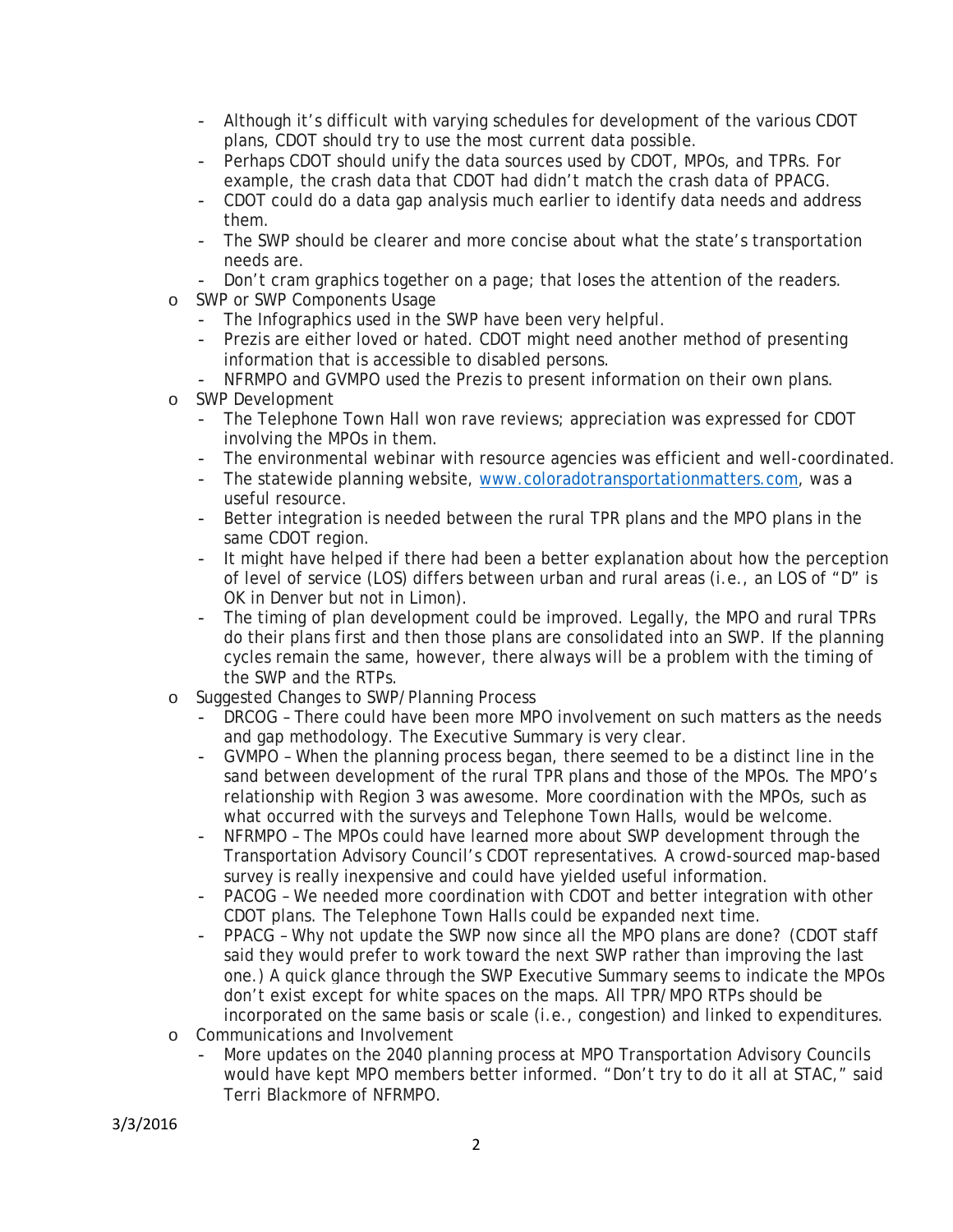- Although it's difficult with varying schedules for development of the various CDOT plans, CDOT should try to use the most current data possible.
  - Perhaps CDOT should unify the data sources used by CDOT, MPOs, and TPRs. For example, the crash data that CDOT had didn't match the crash data of PPACG.
  - CDOT could do a data gap analysis much earlier to identify data needs and address them.
  - The SWP should be clearer and more concise about what the state's transportation needs are.
  - Don't cram graphics together on a page; that loses the attention of the readers.
- SWP or SWP Components Usage
  - The Infographics used in the SWP have been very helpful.
  - Prezis are either loved or hated. CDOT might need another method of presenting information that is accessible to disabled persons.
  - NFRMPO and GVMPO used the Prezis to present information on their own plans.
- SWP Development
  - The Telephone Town Hall won rave reviews; appreciation was expressed for CDOT involving the MPOs in them.
  - The environmental webinar with resource agencies was efficient and well-coordinated.
  - The statewide planning website, [www.coloradotransportationmatters.com](http://www.coloradotransportationmatters.com), was a useful resource.
  - Better integration is needed between the rural TPR plans and the MPO plans in the same CDOT region.
  - It might have helped if there had been a better explanation about how the perception of level of service (LOS) differs between urban and rural areas (i.e., an LOS of "D" is OK in Denver but not in Limon).
  - The timing of plan development could be improved. Legally, the MPO and rural TPRs do their plans first and then those plans are consolidated into an SWP. If the planning cycles remain the same, however, there always will be a problem with the timing of the SWP and the RTPs.
- Suggested Changes to SWP/Planning Process
  - DRCOG – There could have been more MPO involvement on such matters as the needs and gap methodology. The Executive Summary is very clear.
  - GVMPO – When the planning process began, there seemed to be a distinct line in the sand between development of the rural TPR plans and those of the MPOs. The MPO's relationship with Region 3 was awesome. More coordination with the MPOs, such as what occurred with the surveys and Telephone Town Halls, would be welcome.
  - NFRMPO – The MPOs could have learned more about SWP development through the Transportation Advisory Council's CDOT representatives. A crowd-sourced map-based survey is really inexpensive and could have yielded useful information.
  - PACOG – We needed more coordination with CDOT and better integration with other CDOT plans. The Telephone Town Halls could be expanded next time.
  - PPACG – Why not update the SWP now since all the MPO plans are done? (CDOT staff said they would prefer to work toward the next SWP rather than improving the last one.) A quick glance through the SWP Executive Summary seems to indicate the MPOs don't exist except for white spaces on the maps. All TPR/MPO RTPs should be incorporated on the same basis or scale (i.e., congestion) and linked to expenditures.
- Communications and Involvement
  - More updates on the 2040 planning process at MPO Transportation Advisory Councils would have kept MPO members better informed. "Don't try to do it all at STAC," said Terri Blackmore of NFRMPO.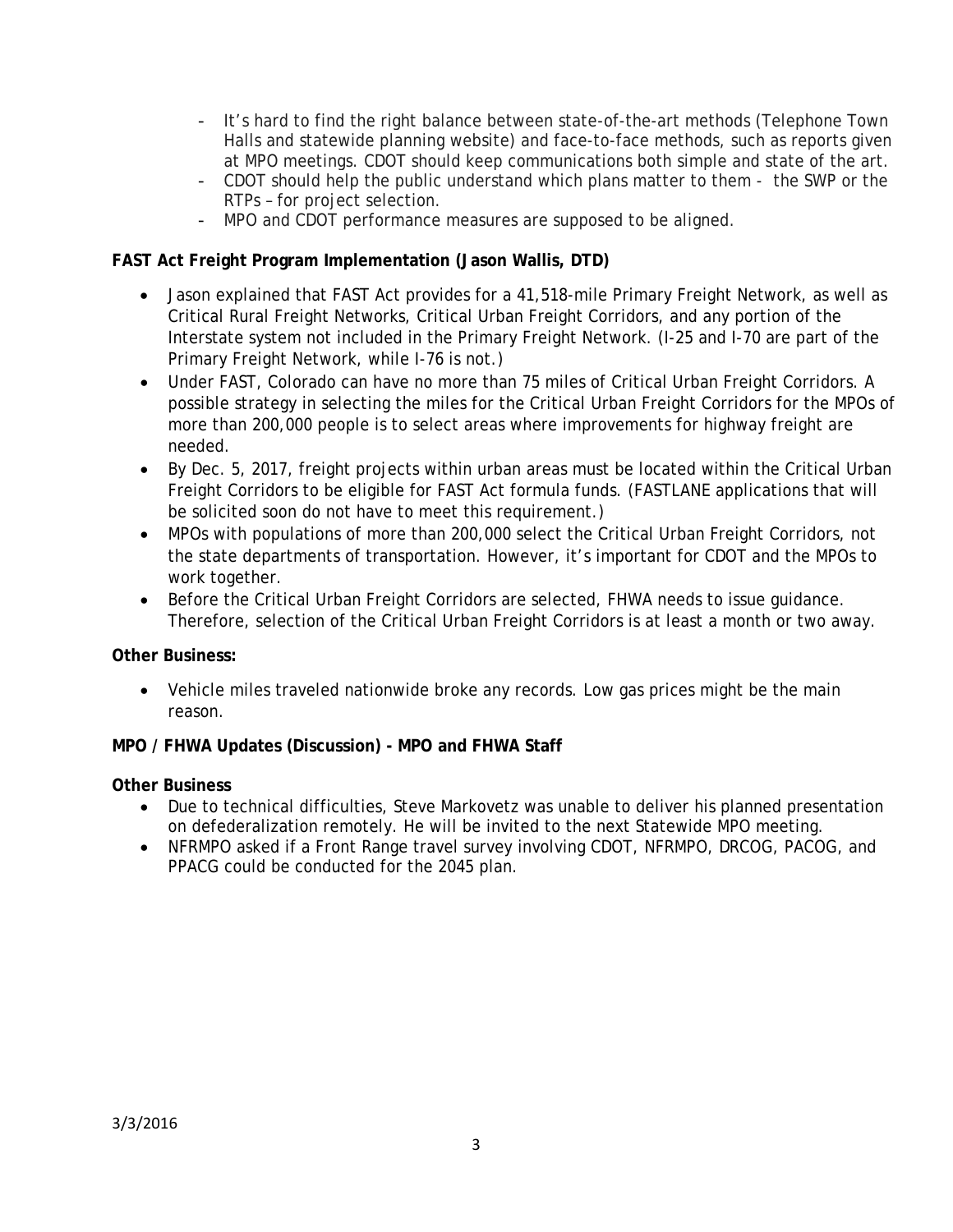- It's hard to find the right balance between state-of-the-art methods (Telephone Town Halls and statewide planning website) and face-to-face methods, such as reports given at MPO meetings. CDOT should keep communications both simple and state of the art.
- CDOT should help the public understand which plans matter to them - the SWP or the RTPs – for project selection.
- MPO and CDOT performance measures are supposed to be aligned.

**FAST Act Freight Program Implementation (Jason Wallis, DTD)**

- Jason explained that FAST Act provides for a 41,518-mile Primary Freight Network, as well as Critical Rural Freight Networks, Critical Urban Freight Corridors, and any portion of the Interstate system not included in the Primary Freight Network. (I-25 and I-70 are part of the Primary Freight Network, while I-76 is not.)
- Under FAST, Colorado can have no more than 75 miles of Critical Urban Freight Corridors. A possible strategy in selecting the miles for the Critical Urban Freight Corridors for the MPOs of more than 200,000 people is to select areas where improvements for highway freight are needed.
- By Dec. 5, 2017, freight projects within urban areas must be located within the Critical Urban Freight Corridors to be eligible for FAST Act formula funds. (FASTLANE applications that will be solicited soon do not have to meet this requirement.)
- MPOs with populations of more than 200,000 select the Critical Urban Freight Corridors, not the state departments of transportation. However, it's important for CDOT and the MPOs to work together.
- Before the Critical Urban Freight Corridors are selected, FHWA needs to issue guidance. Therefore, selection of the Critical Urban Freight Corridors is at least a month or two away.

**Other Business:**

- Vehicle miles traveled nationwide broke any records. Low gas prices might be the main reason.

**MPO / FHWA Updates (Discussion) - MPO and FHWA Staff**

**Other Business**

- Due to technical difficulties, Steve Markovetz was unable to deliver his planned presentation on defederalization remotely. He will be invited to the next Statewide MPO meeting.
- NFRMPO asked if a Front Range travel survey involving CDOT, NFRMPO, DRCOG, PACOG, and PPACG could be conducted for the 2045 plan.

3/3/2016